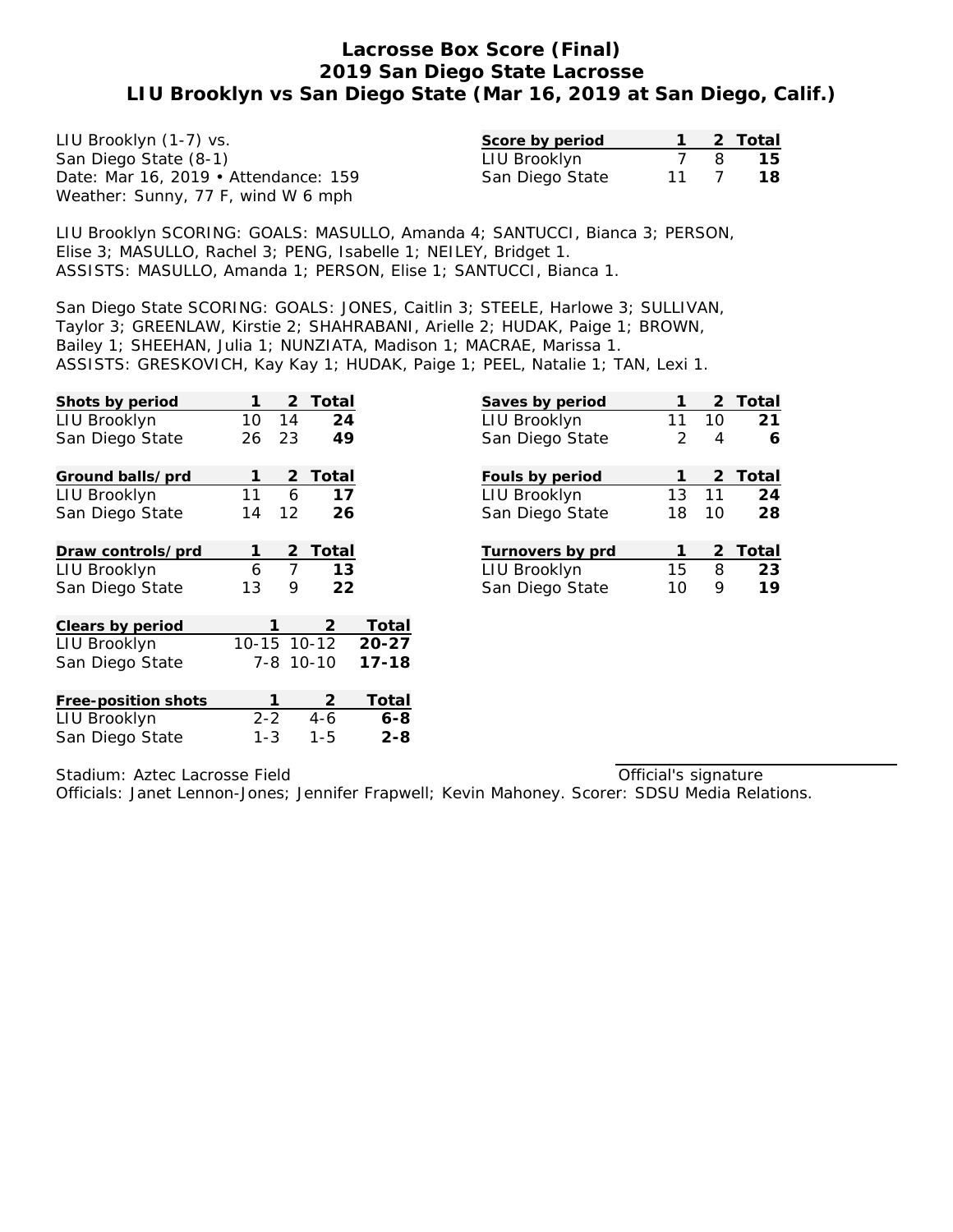# Lacrosse Box Score (Final)
## 2019 San Diego State Lacrosse
## LIU Brooklyn vs San Diego State (Mar 16, 2019 at San Diego, Calif.)

LIU Brooklyn (1-7) vs.
San Diego State (8-1)
Date: Mar 16, 2019 • Attendance: 159
Weather: Sunny, 77 F, wind W 6 mph

| Score by period | 1 | 2 | Total |
|---|---|---|---|
| LIU Brooklyn | 7 | 8 | **15** |
| San Diego State | 11 | 7 | **18** |

LIU Brooklyn SCORING: GOALS: MASULLO, Amanda 4; SANTUCCI, Bianca 3; PERSON, Elise 3; MASULLO, Rachel 3; PENG, Isabelle 1; NEILEY, Bridget 1.
ASSISTS: MASULLO, Amanda 1; PERSON, Elise 1; SANTUCCI, Bianca 1.

San Diego State SCORING: GOALS: JONES, Caitlin 3; STEELE, Harlowe 3; SULLIVAN, Taylor 3; GREENLAW, Kirstie 2; SHAHRABANI, Arielle 2; HUDAK, Paige 1; BROWN, Bailey 1; SHEEHAN, Julia 1; NUNZIATA, Madison 1; MACRAE, Marissa 1.
ASSISTS: GRESKOVICH, Kay Kay 1; HUDAK, Paige 1; PEEL, Natalie 1; TAN, Lexi 1.

| Shots by period | 1 | 2 | Total |
|---|---|---|---|
| LIU Brooklyn | 10 | 14 | **24** |
| San Diego State | 26 | 23 | **49** |

| Saves by period | 1 | 2 | Total |
|---|---|---|---|
| LIU Brooklyn | 11 | 10 | **21** |
| San Diego State | 2 | 4 | **6** |

| Ground balls/prd | 1 | 2 | Total |
|---|---|---|---|
| LIU Brooklyn | 11 | 6 | **17** |
| San Diego State | 14 | 12 | **26** |

| Fouls by period | 1 | 2 | Total |
|---|---|---|---|
| LIU Brooklyn | 13 | 11 | **24** |
| San Diego State | 18 | 10 | **28** |

| Draw controls/prd | 1 | 2 | Total |
|---|---|---|---|
| LIU Brooklyn | 6 | 7 | **13** |
| San Diego State | 13 | 9 | **22** |

| Turnovers by prd | 1 | 2 | Total |
|---|---|---|---|
| LIU Brooklyn | 15 | 8 | **23** |
| San Diego State | 10 | 9 | **19** |

| Clears by period | 1 | 2 | Total |
|---|---|---|---|
| LIU Brooklyn | 10-15 | 10-12 | **20-27** |
| San Diego State | 7-8 | 10-10 | **17-18** |

| Free-position shots | 1 | 2 | Total |
|---|---|---|---|
| LIU Brooklyn | 2-2 | 4-6 | **6-8** |
| San Diego State | 1-3 | 1-5 | **2-8** |

Stadium: Aztec Lacrosse Field

Official's signature

Officials: Janet Lennon-Jones; Jennifer Frapwell; Kevin Mahoney. Scorer: SDSU Media Relations.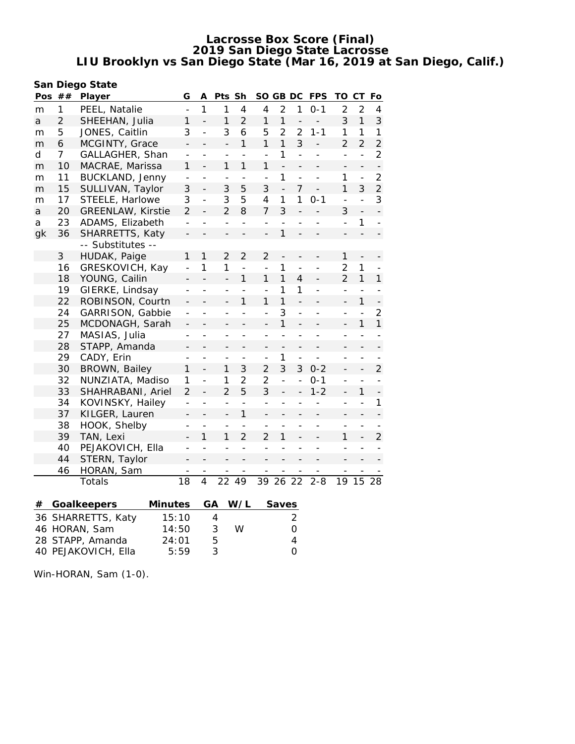# Lacrosse Box Score (Final)
## 2019 San Diego State Lacrosse
## LIU Brooklyn vs San Diego State (Mar 16, 2019 at San Diego, Calif.)

**San Diego State**

| Pos | ## | Player | G | A | Pts | Sh | SO | GB | DC | FPS | TO | CT | Fo |
|---|---|---|---|---|---|---|---|---|---|---|---|---|---|
| m | 1 | PEEL, Natalie | - | 1 | 1 | 4 | 4 | 2 | 1 | 0-1 | 2 | 2 | 4 |
| a | 2 | SHEEHAN, Julia | 1 | - | 1 | 2 | 1 | 1 | - | - | 3 | 1 | 3 |
| m | 5 | JONES, Caitlin | 3 | - | 3 | 6 | 5 | 2 | 2 | 1-1 | 1 | 1 | 1 |
| m | 6 | MCGINTY, Grace | - | - | - | 1 | 1 | 1 | 3 | - | 2 | 2 | 2 |
| d | 7 | GALLAGHER, Shan | - | - | - | - | - | 1 | - | - | - | - | 2 |
| m | 10 | MACRAE, Marissa | 1 | - | 1 | 1 | 1 | - | - | - | - | - | - |
| m | 11 | BUCKLAND, Jenny | - | - | - | - | - | 1 | - | - | 1 | - | 2 |
| m | 15 | SULLIVAN, Taylor | 3 | - | 3 | 5 | 3 | - | 7 | - | 1 | 3 | 2 |
| m | 17 | STEELE, Harlowe | 3 | - | 3 | 5 | 4 | 1 | 1 | 0-1 | - | - | 3 |
| a | 20 | GREENLAW, Kirstie | 2 | - | 2 | 8 | 7 | 3 | - | - | 3 | - | - |
| a | 23 | ADAMS, Elizabeth | - | - | - | - | - | - | - | - | - | 1 | - |
| gk | 36 | SHARRETTS, Katy | - | - | - | - | - | 1 | - | - | - | - | - |
| | | -- Substitutes -- | | | | | | | | | | | |
| | 3 | HUDAK, Paige | 1 | 1 | 2 | 2 | 2 | - | - | - | 1 | - | - |
| | 16 | GRESKOVICH, Kay | - | 1 | 1 | - | - | 1 | - | - | 2 | 1 | - |
| | 18 | YOUNG, Cailin | - | - | - | 1 | 1 | 1 | 4 | - | 2 | 1 | 1 |
| | 19 | GIERKE, Lindsay | - | - | - | - | - | 1 | 1 | - | - | - | - |
| | 22 | ROBINSON, Courtn | - | - | - | 1 | 1 | 1 | - | - | - | 1 | - |
| | 24 | GARRISON, Gabbie | - | - | - | - | - | 3 | - | - | - | - | 2 |
| | 25 | MCDONAGH, Sarah | - | - | - | - | - | 1 | - | - | - | 1 | 1 |
| | 27 | MASIAS, Julia | - | - | - | - | - | - | - | - | - | - | - |
| | 28 | STAPP, Amanda | - | - | - | - | - | - | - | - | - | - | - |
| | 29 | CADY, Erin | - | - | - | - | - | 1 | - | - | - | - | - |
| | 30 | BROWN, Bailey | 1 | - | 1 | 3 | 2 | 3 | 3 | 0-2 | - | - | 2 |
| | 32 | NUNZIATA, Madiso | 1 | - | 1 | 2 | 2 | - | - | 0-1 | - | - | - |
| | 33 | SHAHRABANI, Ariel | 2 | - | 2 | 5 | 3 | - | - | 1-2 | - | 1 | - |
| | 34 | KOVINSKY, Hailey | - | - | - | - | - | - | - | - | - | - | 1 |
| | 37 | KILGER, Lauren | - | - | - | 1 | - | - | - | - | - | - | - |
| | 38 | HOOK, Shelby | - | - | - | - | - | - | - | - | - | - | - |
| | 39 | TAN, Lexi | - | 1 | 1 | 2 | 2 | 1 | - | - | 1 | - | 2 |
| | 40 | PEJAKOVICH, Ella | - | - | - | - | - | - | - | - | - | - | - |
| | 44 | STERN, Taylor | - | - | - | - | - | - | - | - | - | - | - |
| | 46 | HORAN, Sam | - | - | - | - | - | - | - | - | - | - | - |
| | | Totals | 18 | 4 | 22 | 49 | 39 | 26 | 22 | 2-8 | 19 | 15 | 28 |

| # | Goalkeepers | Minutes | GA | W/L | Saves |
|---|---|---|---|---|---|
| 36 | SHARRETTS, Katy | 15:10 | 4 | | 2 |
| 46 | HORAN, Sam | 14:50 | 3 | W | 0 |
| 28 | STAPP, Amanda | 24:01 | 5 | | 4 |
| 40 | PEJAKOVICH, Ella | 5:59 | 3 | | 0 |

Win-HORAN, Sam (1-0).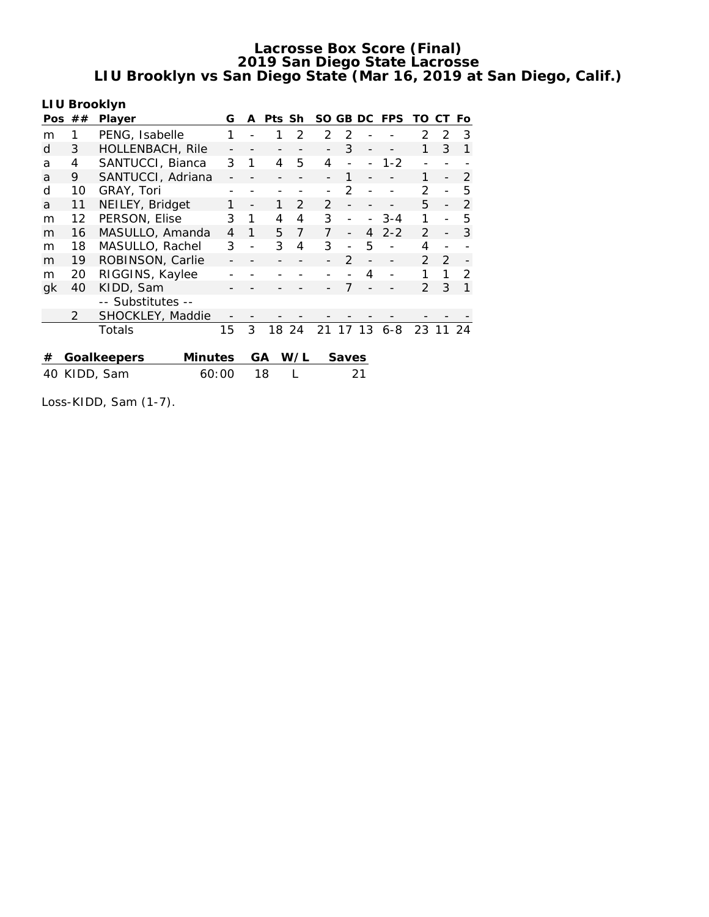# Lacrosse Box Score (Final)
## 2019 San Diego State Lacrosse
## LIU Brooklyn vs San Diego State (Mar 16, 2019 at San Diego, Calif.)

**LIU Brooklyn**

| Pos | ## | Player | G | A | Pts | Sh | SO | GB | DC | FPS | TO | CT | Fo |
|---|---|---|---|---|---|---|---|---|---|---|---|---|---|
| m | 1 | PENG, Isabelle | 1 | - | 1 | 2 | 2 | 2 | - | - | 2 | 2 | 3 |
| d | 3 | HOLLENBACH, Rile | - | - | - | - | - | 3 | - | - | 1 | 3 | 1 |
| a | 4 | SANTUCCI, Bianca | 3 | 1 | 4 | 5 | 4 | - | - | 1-2 | - | - | - |
| a | 9 | SANTUCCI, Adriana | - | - | - | - | - | 1 | - | - | 1 | - | 2 |
| d | 10 | GRAY, Tori | - | - | - | - | - | 2 | - | - | 2 | - | 5 |
| a | 11 | NEILEY, Bridget | 1 | - | 1 | 2 | 2 | - | - | - | 5 | - | 2 |
| m | 12 | PERSON, Elise | 3 | 1 | 4 | 4 | 3 | - | - | 3-4 | 1 | - | 5 |
| m | 16 | MASULLO, Amanda | 4 | 1 | 5 | 7 | 7 | - | 4 | 2-2 | 2 | - | 3 |
| m | 18 | MASULLO, Rachel | 3 | - | 3 | 4 | 3 | - | 5 | - | 4 | - | - |
| m | 19 | ROBINSON, Carlie | - | - | - | - | - | 2 | - | - | 2 | 2 | - |
| m | 20 | RIGGINS, Kaylee | - | - | - | - | - | - | 4 | - | 1 | 1 | 2 |
| gk | 40 | KIDD, Sam | - | - | - | - | - | 7 | - | - | 2 | 3 | 1 |
| | | -- Substitutes -- | | | | | | | | | | | |
| | 2 | SHOCKLEY, Maddie | - | - | - | - | - | - | - | - | - | - | - |
| | | Totals | 15 | 3 | 18 | 24 | 21 | 17 | 13 | 6-8 | 23 | 11 | 24 |

| # | Goalkeepers | Minutes | GA | W/L | Saves |
|---|---|---|---|---|---|
| 40 | KIDD, Sam | 60:00 | 18 | L | 21 |

Loss-KIDD, Sam (1-7).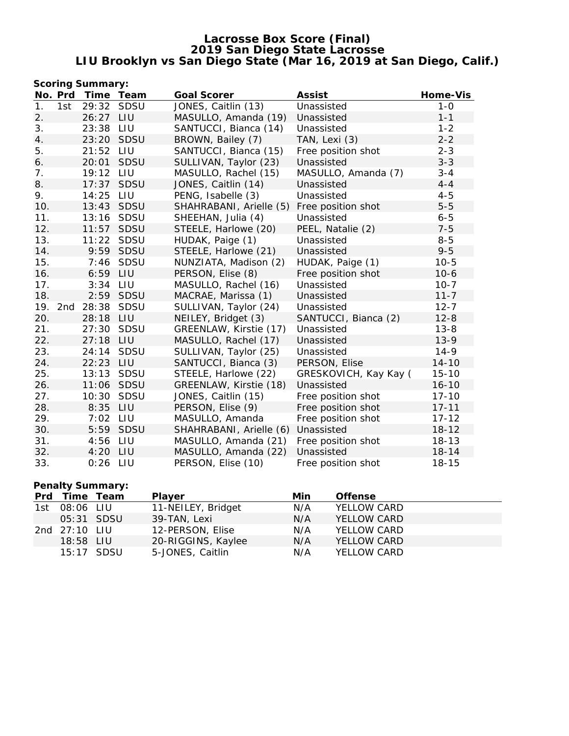# Lacrosse Box Score (Final)
## 2019 San Diego State Lacrosse
## LIU Brooklyn vs San Diego State (Mar 16, 2019 at San Diego, Calif.)

**Scoring Summary:**

| No. | Prd | Time | Team | Goal Scorer | Assist | Home-Vis |
|---|---|---|---|---|---|---|
| 1. | 1st | 29:32 | SDSU | JONES, Caitlin (13) | Unassisted | 1-0 |
| 2. | | 26:27 | LIU | MASULLO, Amanda (19) | Unassisted | 1-1 |
| 3. | | 23:38 | LIU | SANTUCCI, Bianca (14) | Unassisted | 1-2 |
| 4. | | 23:20 | SDSU | BROWN, Bailey (7) | TAN, Lexi (3) | 2-2 |
| 5. | | 21:52 | LIU | SANTUCCI, Bianca (15) | Free position shot | 2-3 |
| 6. | | 20:01 | SDSU | SULLIVAN, Taylor (23) | Unassisted | 3-3 |
| 7. | | 19:12 | LIU | MASULLO, Rachel (15) | MASULLO, Amanda (7) | 3-4 |
| 8. | | 17:37 | SDSU | JONES, Caitlin (14) | Unassisted | 4-4 |
| 9. | | 14:25 | LIU | PENG, Isabelle (3) | Unassisted | 4-5 |
| 10. | | 13:43 | SDSU | SHAHRABANI, Arielle (5) | Free position shot | 5-5 |
| 11. | | 13:16 | SDSU | SHEEHAN, Julia (4) | Unassisted | 6-5 |
| 12. | | 11:57 | SDSU | STEELE, Harlowe (20) | PEEL, Natalie (2) | 7-5 |
| 13. | | 11:22 | SDSU | HUDAK, Paige (1) | Unassisted | 8-5 |
| 14. | | 9:59 | SDSU | STEELE, Harlowe (21) | Unassisted | 9-5 |
| 15. | | 7:46 | SDSU | NUNZIATA, Madison (2) | HUDAK, Paige (1) | 10-5 |
| 16. | | 6:59 | LIU | PERSON, Elise (8) | Free position shot | 10-6 |
| 17. | | 3:34 | LIU | MASULLO, Rachel (16) | Unassisted | 10-7 |
| 18. | | 2:59 | SDSU | MACRAE, Marissa (1) | Unassisted | 11-7 |
| 19. | 2nd | 28:38 | SDSU | SULLIVAN, Taylor (24) | Unassisted | 12-7 |
| 20. | | 28:18 | LIU | NEILEY, Bridget (3) | SANTUCCI, Bianca (2) | 12-8 |
| 21. | | 27:30 | SDSU | GREENLAW, Kirstie (17) | Unassisted | 13-8 |
| 22. | | 27:18 | LIU | MASULLO, Rachel (17) | Unassisted | 13-9 |
| 23. | | 24:14 | SDSU | SULLIVAN, Taylor (25) | Unassisted | 14-9 |
| 24. | | 22:23 | LIU | SANTUCCI, Bianca (3) | PERSON, Elise | 14-10 |
| 25. | | 13:13 | SDSU | STEELE, Harlowe (22) | GRESKOVICH, Kay Kay ( | 15-10 |
| 26. | | 11:06 | SDSU | GREENLAW, Kirstie (18) | Unassisted | 16-10 |
| 27. | | 10:30 | SDSU | JONES, Caitlin (15) | Free position shot | 17-10 |
| 28. | | 8:35 | LIU | PERSON, Elise (9) | Free position shot | 17-11 |
| 29. | | 7:02 | LIU | MASULLO, Amanda | Free position shot | 17-12 |
| 30. | | 5:59 | SDSU | SHAHRABANI, Arielle (6) | Unassisted | 18-12 |
| 31. | | 4:56 | LIU | MASULLO, Amanda (21) | Free position shot | 18-13 |
| 32. | | 4:20 | LIU | MASULLO, Amanda (22) | Unassisted | 18-14 |
| 33. | | 0:26 | LIU | PERSON, Elise (10) | Free position shot | 18-15 |

**Penalty Summary:**

| Prd | Time | Team | Player | Min | Offense |
|---|---|---|---|---|---|
| 1st | 08:06 | LIU | 11-NEILEY, Bridget | N/A | YELLOW CARD |
| | 05:31 | SDSU | 39-TAN, Lexi | N/A | YELLOW CARD |
| 2nd | 27:10 | LIU | 12-PERSON, Elise | N/A | YELLOW CARD |
| | 18:58 | LIU | 20-RIGGINS, Kaylee | N/A | YELLOW CARD |
| | 15:17 | SDSU | 5-JONES, Caitlin | N/A | YELLOW CARD |